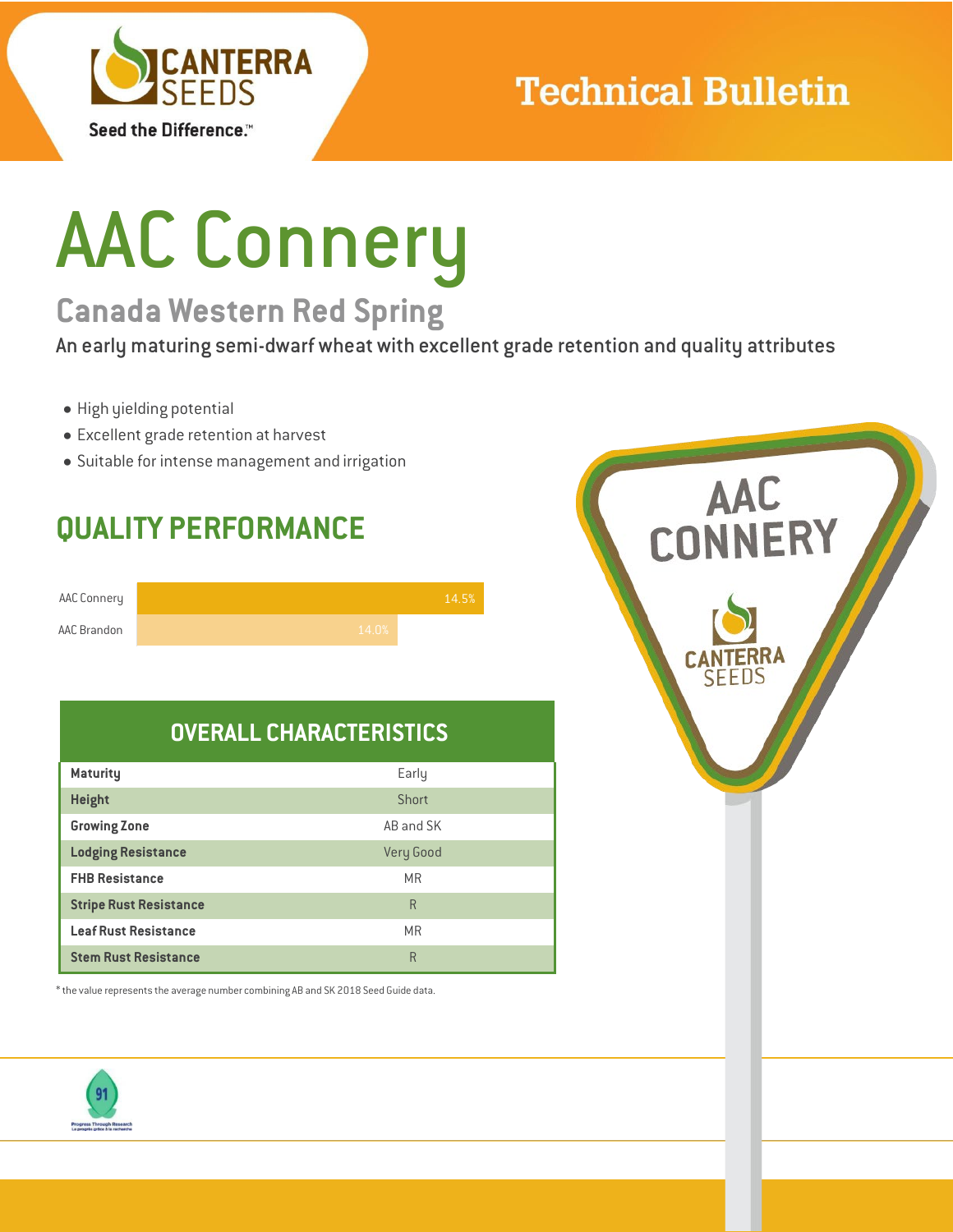Canterra Seeds — Seed the Difference.™

Technical Bulletin

# AAC Connery

## Canada Western Red Spring

An early maturing semi-dwarf wheat with excellent grade retention and quality attributes

- High yielding potential
- Excellent grade retention at harvest
- Suitable for intense management and irrigation

## QUALITY PERFORMANCE

| Variety | Value |
|---|---|
| AAC Connery | 14.5% |
| AAC Brandon | 14.0% |

## OVERALL CHARACTERISTICS

| Characteristic | Rating |
|---|---|
| **Maturity** | Early |
| **Height** | Short |
| **Growing Zone** | AB and SK |
| **Lodging Resistance** | Very Good |
| **FHB Resistance** | MR |
| **Stripe Rust Resistance** | R |
| **Leaf Rust Resistance** | MR |
| **Stem Rust Resistance** | R |

* the value represents the average number combining AB and SK 2018 Seed Guide data.

AAC CONNERY — CANTERRA SEEDS

91 — Progress Through Research / Le progrès grâce à la recherche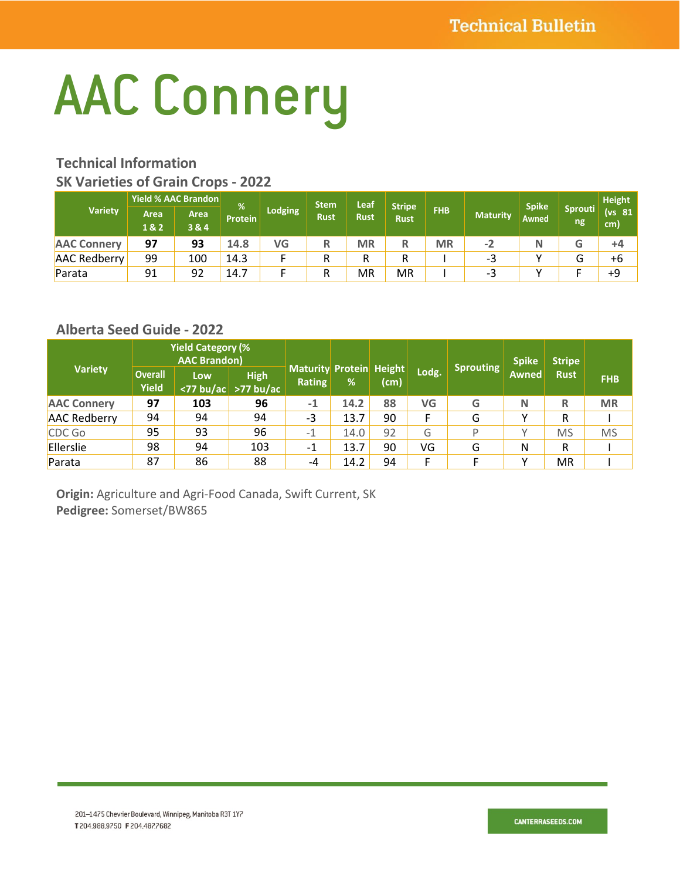# AAC Connery

## Technical Information

### SK Varieties of Grain Crops - 2022

| Variety | Yield % AAC Brandon | | % Protein | Lodging | Stem Rust | Leaf Rust | Stripe Rust | FHB | Maturity | Spike Awned | Sprouting | Height (vs 81 cm) |
|---|---|---|---|---|---|---|---|---|---|---|---|---|
| | Area 1 & 2 | Area 3 & 4 | | | | | | | | | | |
| **AAC Connery** | **97** | **93** | **14.8** | **VG** | **R** | **MR** | **R** | **MR** | **-2** | **N** | **G** | **+4** |
| AAC Redberry | 99 | 100 | 14.3 | F | R | R | R | I | -3 | Y | G | +6 |
| Parata | 91 | 92 | 14.7 | F | R | MR | MR | I | -3 | Y | F | +9 |

### Alberta Seed Guide - 2022

| Variety | Yield Category (% AAC Brandon) | | | Maturity Rating | Protein % | Height (cm) | Lodg. | Sprouting | Spike Awned | Stripe Rust | FHB |
|---|---|---|---|---|---|---|---|---|---|---|---|
| | Overall Yield | Low <77 bu/ac | High >77 bu/ac | | | | | | | | |
| **AAC Connery** | **97** | **103** | **96** | **-1** | **14.2** | **88** | **VG** | **G** | **N** | **R** | **MR** |
| AAC Redberry | 94 | 94 | 94 | -3 | 13.7 | 90 | F | G | Y | R | I |
| CDC Go | 95 | 93 | 96 | -1 | 14.0 | 92 | G | P | Y | MS | MS |
| Ellerslie | 98 | 94 | 103 | -1 | 13.7 | 90 | VG | G | N | R | I |
| Parata | 87 | 86 | 88 | -4 | 14.2 | 94 | F | F | Y | MR | I |

**Origin:** Agriculture and Agri-Food Canada, Swift Current, SK
**Pedigree:** Somerset/BW865